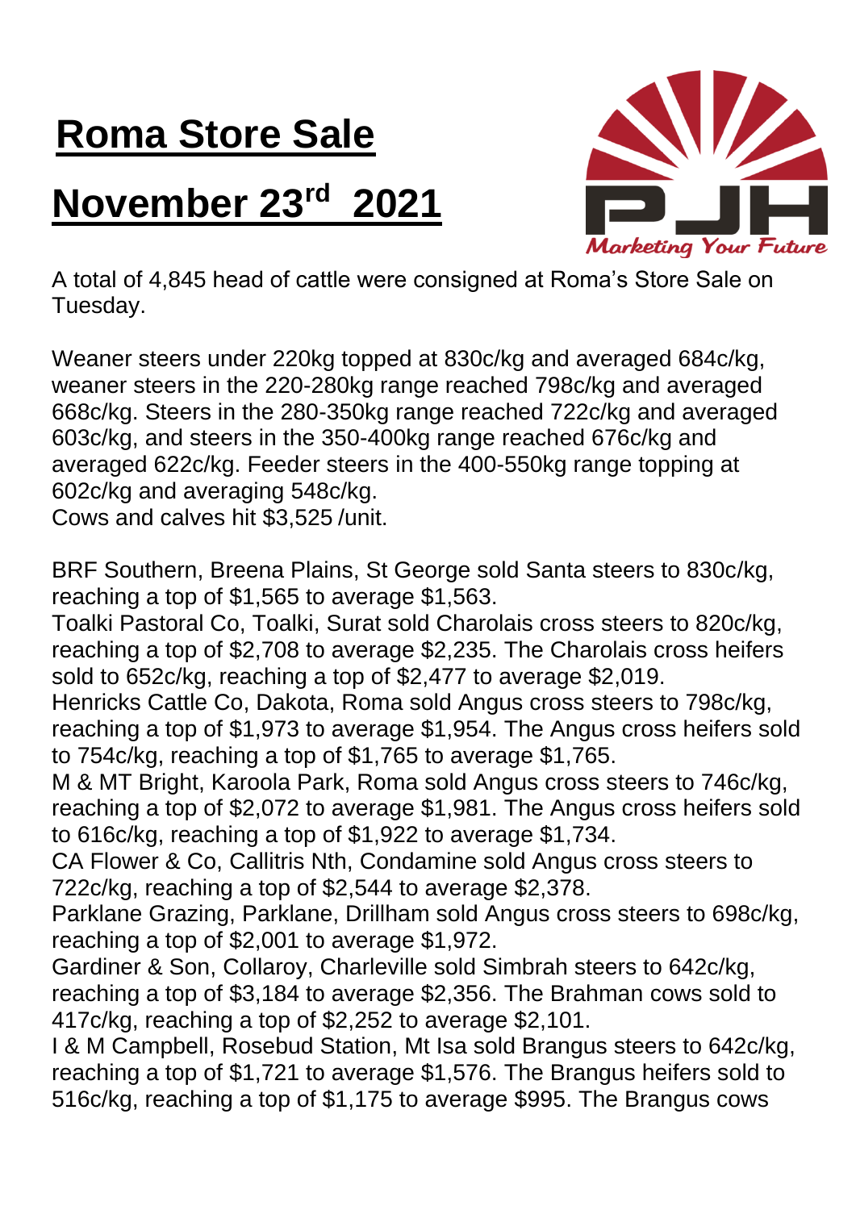# Roma Store Sale

# November 23rd 2021

A total of 4,845 head of cattle were consigned at Roma's Store Sale on Tuesday.

Weaner steers under 220kg topped at 830c/kg and averaged 684c/kg, weaner steers in the 220-280kg range reached 798c/kg and averaged 668c/kg. Steers in the 280-350kg range reached 722c/kg and averaged 603c/kg, and steers in the 350-400kg range reached 676c/kg and averaged 622c/kg. Feeder steers in the 400-550kg range topping at 602c/kg and averaging 548c/kg.
Cows and calves hit $3,525 /unit.

BRF Southern, Breena Plains, St George sold Santa steers to 830c/kg, reaching a top of $1,565 to average $1,563.
Toalki Pastoral Co, Toalki, Surat sold Charolais cross steers to 820c/kg, reaching a top of $2,708 to average $2,235. The Charolais cross heifers sold to 652c/kg, reaching a top of $2,477 to average $2,019.
Henricks Cattle Co, Dakota, Roma sold Angus cross steers to 798c/kg, reaching a top of $1,973 to average $1,954. The Angus cross heifers sold to 754c/kg, reaching a top of $1,765 to average $1,765.
M & MT Bright, Karoola Park, Roma sold Angus cross steers to 746c/kg, reaching a top of $2,072 to average $1,981. The Angus cross heifers sold to 616c/kg, reaching a top of $1,922 to average $1,734.
CA Flower & Co, Callitris Nth, Condamine sold Angus cross steers to 722c/kg, reaching a top of $2,544 to average $2,378.
Parklane Grazing, Parklane, Drillham sold Angus cross steers to 698c/kg, reaching a top of $2,001 to average $1,972.
Gardiner & Son, Collaroy, Charleville sold Simbrah steers to 642c/kg, reaching a top of $3,184 to average $2,356. The Brahman cows sold to 417c/kg, reaching a top of $2,252 to average $2,101.
I & M Campbell, Rosebud Station, Mt Isa sold Brangus steers to 642c/kg, reaching a top of $1,721 to average $1,576. The Brangus heifers sold to 516c/kg, reaching a top of $1,175 to average $995. The Brangus cows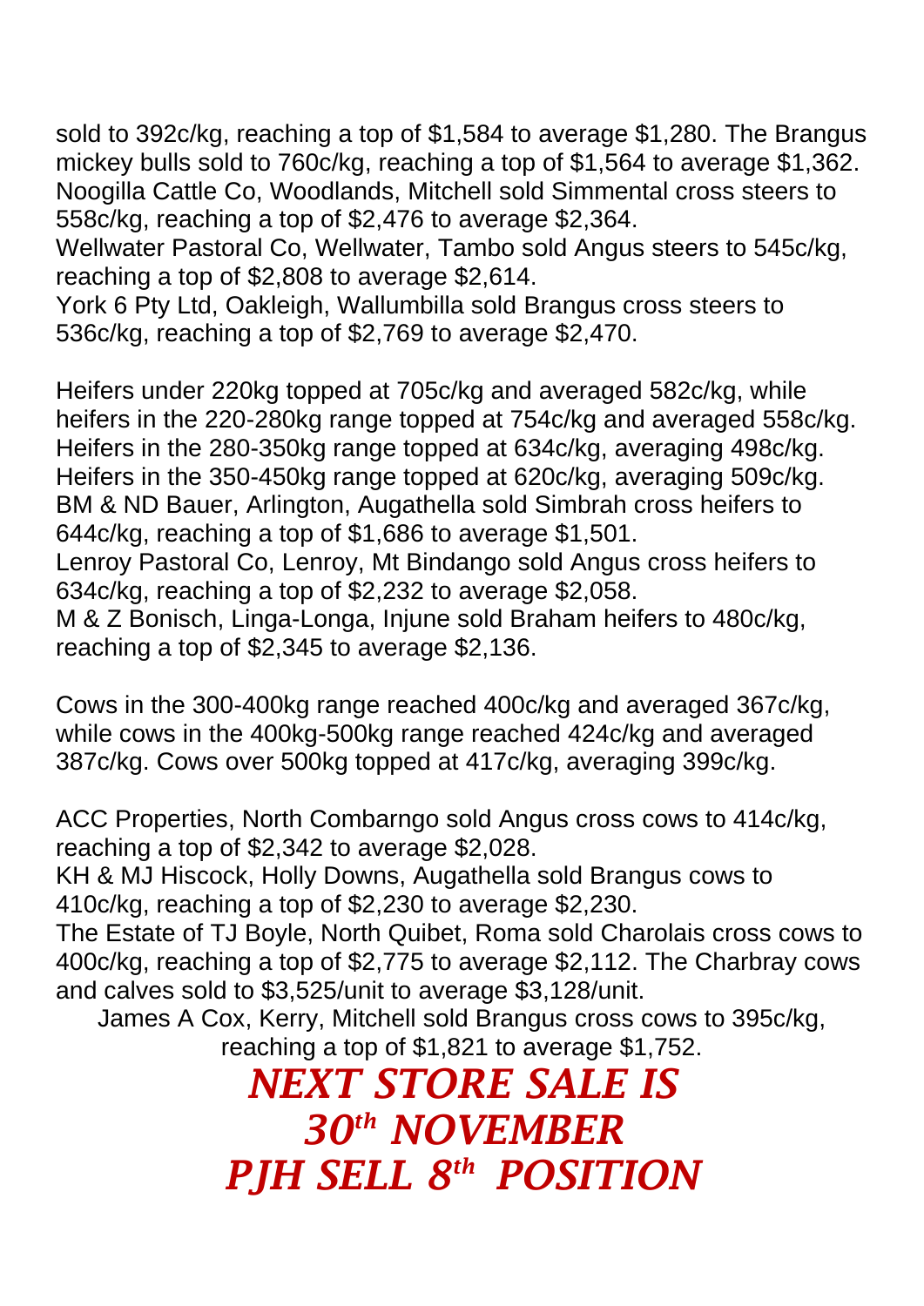sold to 392c/kg, reaching a top of $1,584 to average $1,280. The Brangus mickey bulls sold to 760c/kg, reaching a top of $1,564 to average $1,362.
Noogilla Cattle Co, Woodlands, Mitchell sold Simmental cross steers to 558c/kg, reaching a top of $2,476 to average $2,364.
Wellwater Pastoral Co, Wellwater, Tambo sold Angus steers to 545c/kg, reaching a top of $2,808 to average $2,614.
York 6 Pty Ltd, Oakleigh, Wallumbilla sold Brangus cross steers to 536c/kg, reaching a top of $2,769 to average $2,470.

Heifers under 220kg topped at 705c/kg and averaged 582c/kg, while heifers in the 220-280kg range topped at 754c/kg and averaged 558c/kg. Heifers in the 280-350kg range topped at 634c/kg, averaging 498c/kg. Heifers in the 350-450kg range topped at 620c/kg, averaging 509c/kg.
BM & ND Bauer, Arlington, Augathella sold Simbrah cross heifers to 644c/kg, reaching a top of $1,686 to average $1,501.
Lenroy Pastoral Co, Lenroy, Mt Bindango sold Angus cross heifers to 634c/kg, reaching a top of $2,232 to average $2,058.
M & Z Bonisch, Linga-Longa, Injune sold Braham heifers to 480c/kg, reaching a top of $2,345 to average $2,136.

Cows in the 300-400kg range reached 400c/kg and averaged 367c/kg, while cows in the 400kg-500kg range reached 424c/kg and averaged 387c/kg. Cows over 500kg topped at 417c/kg, averaging 399c/kg.

ACC Properties, North Combarngo sold Angus cross cows to 414c/kg, reaching a top of $2,342 to average $2,028.
KH & MJ Hiscock, Holly Downs, Augathella sold Brangus cows to 410c/kg, reaching a top of $2,230 to average $2,230.
The Estate of TJ Boyle, North Quibet, Roma sold Charolais cross cows to 400c/kg, reaching a top of $2,775 to average $2,112. The Charbray cows and calves sold to $3,525/unit to average $3,128/unit.
James A Cox, Kerry, Mitchell sold Brangus cross cows to 395c/kg, reaching a top of $1,821 to average $1,752.

***NEXT STORE SALE IS 30th NOVEMBER***
***PJH SELL 8th POSITION***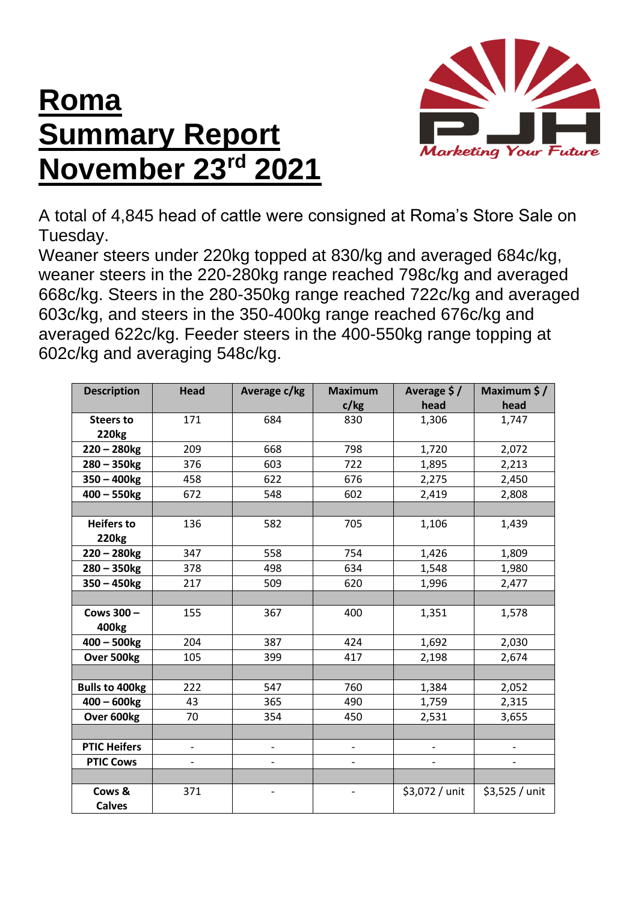# Roma Summary Report November 23rd 2021

PJH Marketing Your Future

A total of 4,845 head of cattle were consigned at Roma's Store Sale on Tuesday.

Weaner steers under 220kg topped at 830/kg and averaged 684c/kg, weaner steers in the 220-280kg range reached 798c/kg and averaged 668c/kg. Steers in the 280-350kg range reached 722c/kg and averaged 603c/kg, and steers in the 350-400kg range reached 676c/kg and averaged 622c/kg. Feeder steers in the 400-550kg range topping at 602c/kg and averaging 548c/kg.

| Description | Head | Average c/kg | Maximum c/kg | Average $ / head | Maximum $ / head |
|---|---|---|---|---|---|
| **Steers to 220kg** | 171 | 684 | 830 | 1,306 | 1,747 |
| **220 – 280kg** | 209 | 668 | 798 | 1,720 | 2,072 |
| **280 – 350kg** | 376 | 603 | 722 | 1,895 | 2,213 |
| **350 – 400kg** | 458 | 622 | 676 | 2,275 | 2,450 |
| **400 – 550kg** | 672 | 548 | 602 | 2,419 | 2,808 |
| | | | | | |
| **Heifers to 220kg** | 136 | 582 | 705 | 1,106 | 1,439 |
| **220 – 280kg** | 347 | 558 | 754 | 1,426 | 1,809 |
| **280 – 350kg** | 378 | 498 | 634 | 1,548 | 1,980 |
| **350 – 450kg** | 217 | 509 | 620 | 1,996 | 2,477 |
| | | | | | |
| **Cows 300 – 400kg** | 155 | 367 | 400 | 1,351 | 1,578 |
| **400 – 500kg** | 204 | 387 | 424 | 1,692 | 2,030 |
| **Over 500kg** | 105 | 399 | 417 | 2,198 | 2,674 |
| | | | | | |
| **Bulls to 400kg** | 222 | 547 | 760 | 1,384 | 2,052 |
| **400 – 600kg** | 43 | 365 | 490 | 1,759 | 2,315 |
| **Over 600kg** | 70 | 354 | 450 | 2,531 | 3,655 |
| | | | | | |
| **PTIC Heifers** | - | - | - | - | - |
| **PTIC Cows** | - | - | - | - | - |
| | | | | | |
| **Cows & Calves** | 371 | - | - | $3,072 / unit | $3,525 / unit |